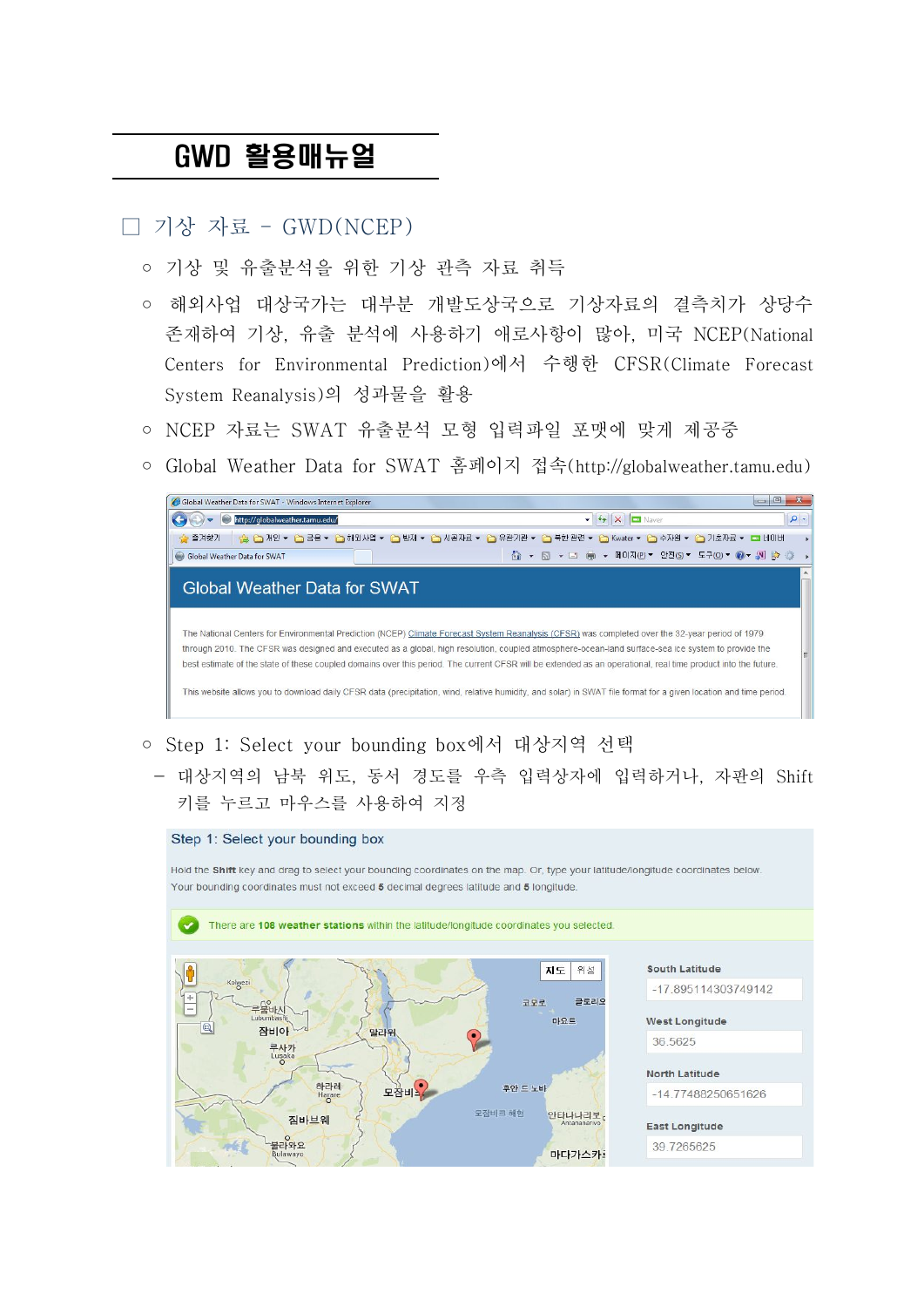# GWD 활용매뉴얼

## □ 기상 자료 – GWD(NCEP)

- ○ 기상 및 유출분석을 위한 기상 관측 자료 취득
- ○ 해외사업 대상국가는 대부분 개발도상국으로 기상자료의 결측치가 상당수 존재하여 기상, 유출 분석에 사용하기 애로사항이 많아, 미국 NCEP(National Centers for Environmental Prediction)에서 수행한 CFSR(Climate Forecast System Reanalysis)의 성과물을 활용
- ○ NCEP 자료는 SWAT 유출분석 모형 입력파일 포맷에 맞게 제공중
- ○ Global Weather Data for SWAT 홈페이지 접속(http://globalweather.tamu.edu)

- ○ Step 1: Select your bounding box에서 대상지역 선택
  - – 대상지역의 남북 위도, 동서 경도를 우측 입력상자에 입력하거나, 자판의 Shift 키를 누르고 마우스를 사용하여 지정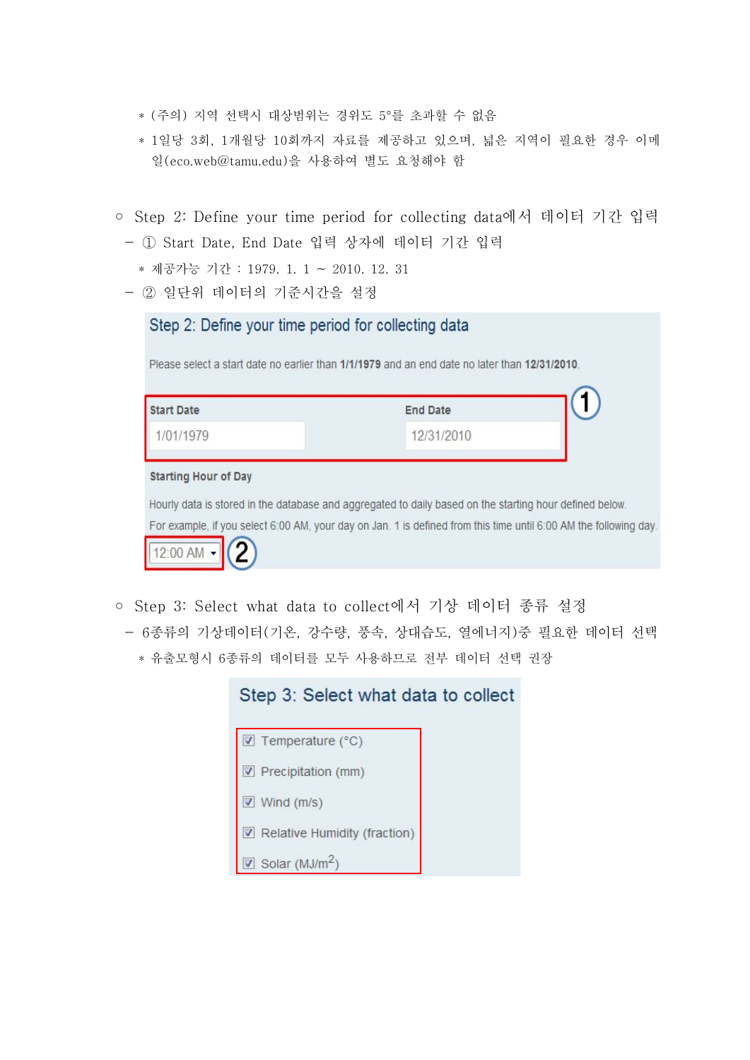* (주의) 지역 선택시 대상범위는 경위도 5°를 초과할 수 없음
* 1일당 3회, 1개월당 10회까지 자료를 제공하고 있으며, 넓은 지역이 필요한 경우 이메일(eco.web@tamu.edu)을 사용하여 별도 요청해야 함

○ Step 2: Define your time period for collecting data에서 데이터 기간 입력

– ① Start Date, End Date 입력 상자에 데이터 기간 입력

* 제공가능 기간 : 1979. 1. 1 ~ 2010. 12. 31

– ② 일단위 데이터의 기준시간을 설정

**Step 2: Define your time period for collecting data**

Please select a start date no earlier than **1/1/1979** and an end date no later than **12/31/2010**.

| Start Date | End Date |
|---|---|
| 1/01/1979 | 12/31/2010 |

①

**Starting Hour of Day**

Hourly data is stored in the database and aggregated to daily based on the starting hour defined below.

For example, if you select 6:00 AM, your day on Jan. 1 is defined from this time until 6:00 AM the following day.

12:00 AM ②

○ Step 3: Select what data to collect에서 기상 데이터 종류 설정

– 6종류의 기상데이터(기온, 강수량, 풍속, 상대습도, 열에너지)중 필요한 데이터 선택

* 유출모형시 6종류의 데이터를 모두 사용하므로 전부 데이터 선택 권장

**Step 3: Select what data to collect**

- ☑ Temperature (°C)
- ☑ Precipitation (mm)
- ☑ Wind (m/s)
- ☑ Relative Humidity (fraction)
- ☑ Solar ($MJ/m^2$)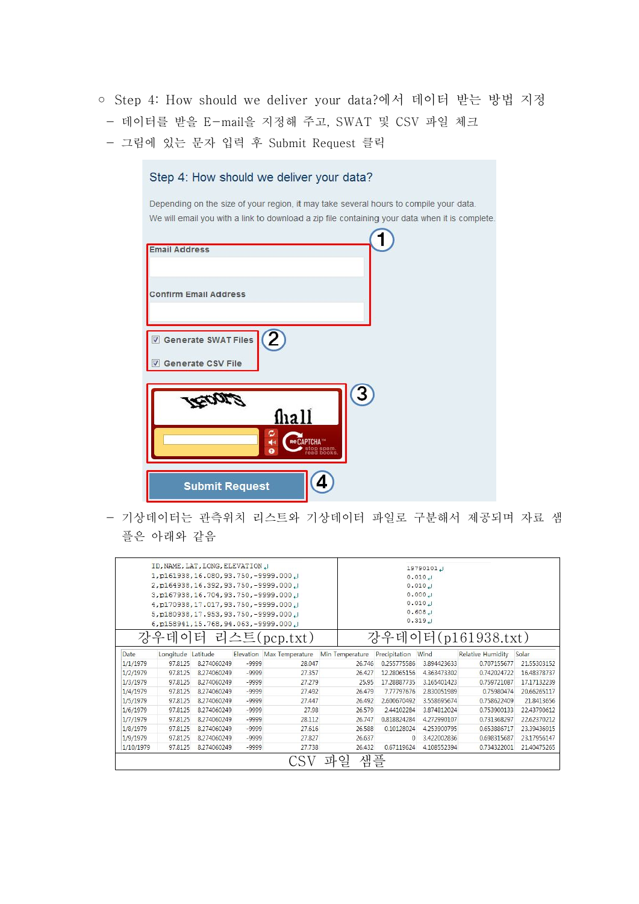○ Step 4: How should we deliver your data?에서 데이터 받는 방법 지정

– 데이터를 받을 E-mail을 지정해 주고, SWAT 및 CSV 파일 체크

– 그림에 있는 문자 입력 후 Submit Request 클릭

Step 4: How should we deliver your data?

Depending on the size of your region, it may take several hours to compile your data.
We will email you with a link to download a zip file containing your data when it is complete.

① Email Address

Confirm Email Address

② Generate SWAT Files

Generate CSV File

③

④ Submit Request

– 기상데이터는 관측위치 리스트와 기상데이터 파일로 구분해서 제공되며 자료 샘플은 아래와 같음

```
ID,NAME,LAT,LONG,ELEVATION
1,p161938,16.080,93.750,-9999.000
2,p164938,16.392,93.750,-9999.000
3,p167938,16.704,93.750,-9999.000
4,p170938,17.017,93.750,-9999.000
5,p180938,17.953,93.750,-9999.000
6,p158941,15.768,94.063,-9999.000
```

강우데이터 리스트(pcp.txt)

```
19790101
0.010
0.010
0.000
0.010
0.608
0.319
```

강우데이터(p161938.txt)

| Date | Longitude | Latitude | Elevation | Max Temperature | Min Temperature | Precipitation | Wind | Relative Humidity | Solar |
|---|---|---|---|---|---|---|---|---|---|
| 1/1/1979 | 97.8125 | 8.274060249 | -9999 | 28.047 | 26.746 | 0.255775586 | 3.894423633 | 0.707155677 | 21.55303152 |
| 1/2/1979 | 97.8125 | 8.274060249 | -9999 | 27.357 | 26.427 | 12.28065156 | 4.363473302 | 0.742024722 | 16.48378737 |
| 1/3/1979 | 97.8125 | 8.274060249 | -9999 | 27.279 | 25.95 | 17.28887735 | 3.165401423 | 0.759721087 | 17.17132239 |
| 1/4/1979 | 97.8125 | 8.274060249 | -9999 | 27.492 | 26.479 | 7.77797676 | 2.830051989 | 0.75980474 | 20.66265117 |
| 1/5/1979 | 97.8125 | 8.274060249 | -9999 | 27.447 | 26.492 | 2.600670492 | 3.558695674 | 0.758622409 | 21.8413656 |
| 1/6/1979 | 97.8125 | 8.274060249 | -9999 | 27.98 | 26.579 | 2.44102284 | 3.874812024 | 0.753900133 | 22.43790612 |
| 1/7/1979 | 97.8125 | 8.274060249 | -9999 | 28.112 | 26.747 | 0.818824284 | 4.272990107 | 0.731368297 | 22.62370212 |
| 1/8/1979 | 97.8125 | 8.274060249 | -9999 | 27.616 | 26.588 | 0.10128024 | 4.253900795 | 0.653886717 | 23.39436915 |
| 1/9/1979 | 97.8125 | 8.274060249 | -9999 | 27.827 | 26.637 | 0 | 3.422002836 | 0.698315687 | 23.17956147 |
| 1/10/1979 | 97.8125 | 8.274060249 | -9999 | 27.738 | 26.432 | 0.67119624 | 4.108552394 | 0.734322001 | 21.40475265 |

CSV 파일 샘플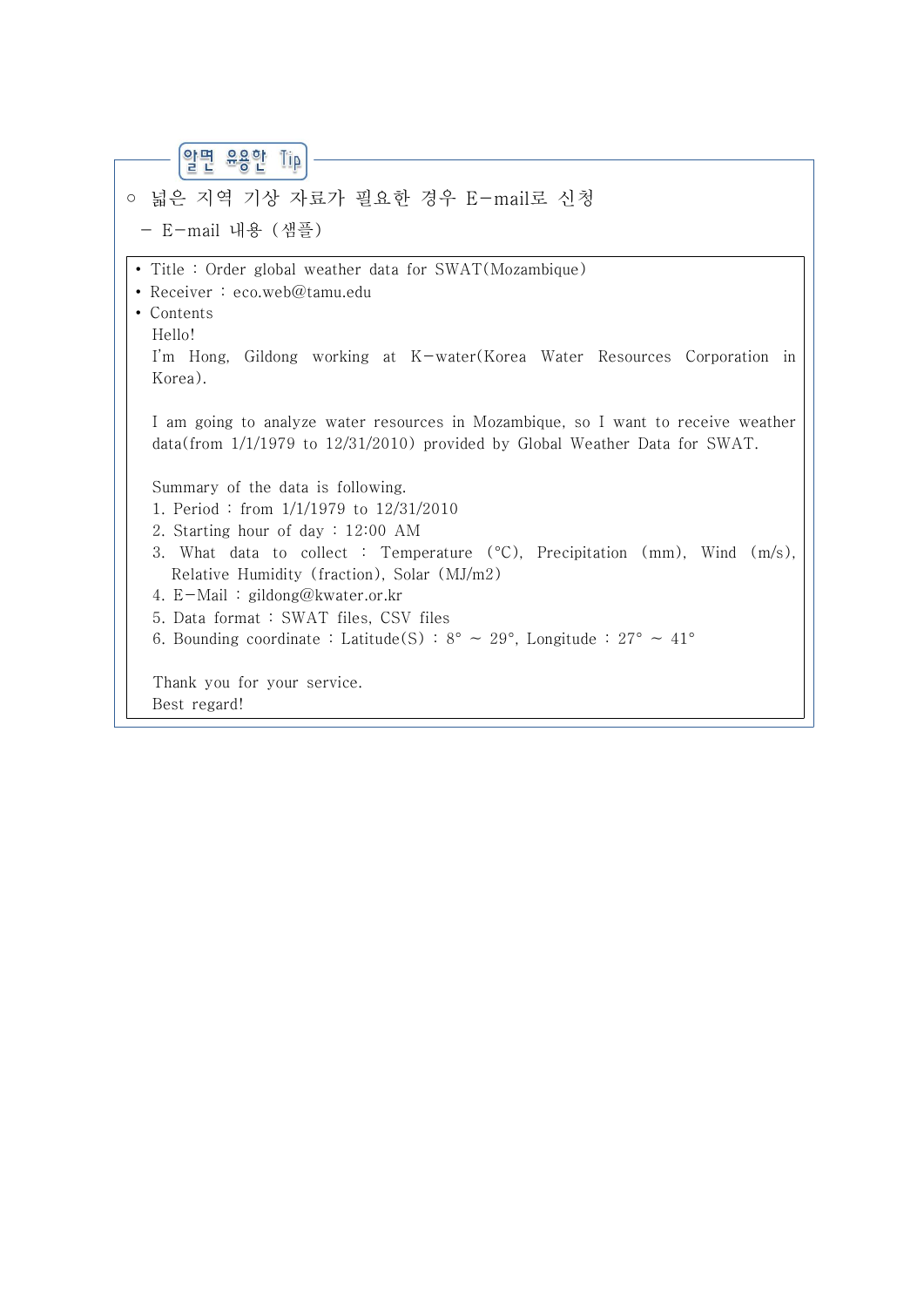알면 유용한 Tip

○ 넓은 지역 기상 자료가 필요한 경우 E-mail로 신청

- E-mail 내용 (샘플)

- Title : Order global weather data for SWAT(Mozambique)
- Receiver : eco.web@tamu.edu
- Contents

Hello!

I'm Hong, Gildong working at K-water(Korea Water Resources Corporation in Korea).

I am going to analyze water resources in Mozambique, so I want to receive weather data(from 1/1/1979 to 12/31/2010) provided by Global Weather Data for SWAT.

Summary of the data is following.

1. Period : from 1/1/1979 to 12/31/2010
2. Starting hour of day : 12:00 AM
3. What data to collect : Temperature (°C), Precipitation (mm), Wind (m/s), Relative Humidity (fraction), Solar (MJ/m2)
4. E-Mail : gildong@kwater.or.kr
5. Data format : SWAT files, CSV files
6. Bounding coordinate : Latitude(S) : 8° ~ 29°, Longitude : 27° ~ 41°

Thank you for your service.

Best regard!